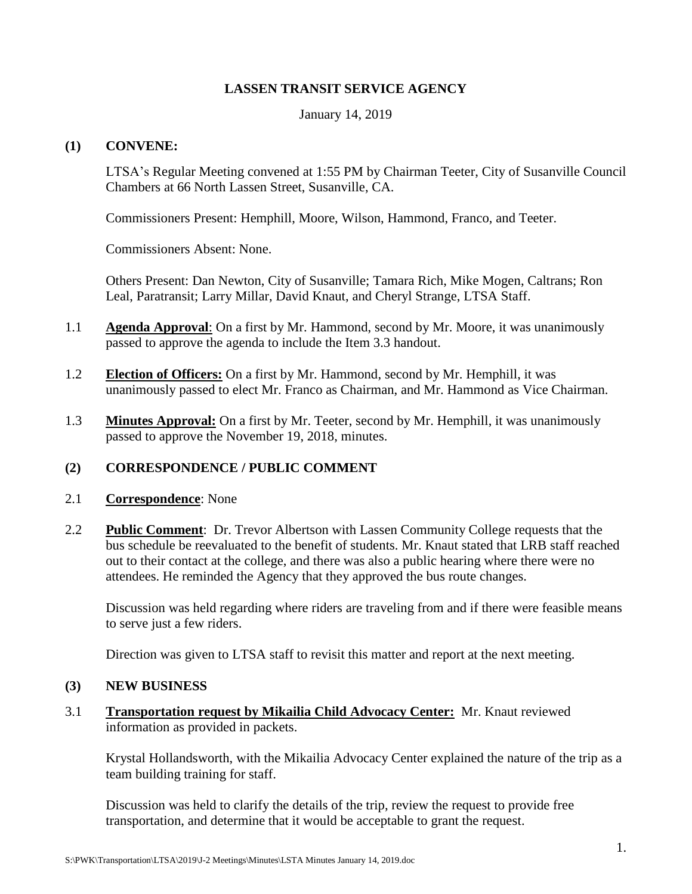**LASSEN TRANSIT SERVICE AGENCY**

January 14, 2019

**(1) CONVENE:**

LTSA's Regular Meeting convened at 1:55 PM by Chairman Teeter, City of Susanville Council Chambers at 66 North Lassen Street, Susanville, CA.

Commissioners Present: Hemphill, Moore, Wilson, Hammond, Franco, and Teeter.

Commissioners Absent: None.

Others Present: Dan Newton, City of Susanville; Tamara Rich, Mike Mogen, Caltrans; Ron Leal, Paratransit; Larry Millar, David Knaut, and Cheryl Strange, LTSA Staff.

1.1 **Agenda Approval**: On a first by Mr. Hammond, second by Mr. Moore, it was unanimously passed to approve the agenda to include the Item 3.3 handout.

1.2 **Election of Officers:** On a first by Mr. Hammond, second by Mr. Hemphill, it was unanimously passed to elect Mr. Franco as Chairman, and Mr. Hammond as Vice Chairman.

1.3 **Minutes Approval:** On a first by Mr. Teeter, second by Mr. Hemphill, it was unanimously passed to approve the November 19, 2018, minutes.

**(2) CORRESPONDENCE / PUBLIC COMMENT**

2.1 **Correspondence**: None

2.2 **Public Comment**: Dr. Trevor Albertson with Lassen Community College requests that the bus schedule be reevaluated to the benefit of students. Mr. Knaut stated that LRB staff reached out to their contact at the college, and there was also a public hearing where there were no attendees. He reminded the Agency that they approved the bus route changes.

Discussion was held regarding where riders are traveling from and if there were feasible means to serve just a few riders.

Direction was given to LTSA staff to revisit this matter and report at the next meeting.

**(3) NEW BUSINESS**

3.1 **Transportation request by Mikailia Child Advocacy Center:** Mr. Knaut reviewed information as provided in packets.

Krystal Hollandsworth, with the Mikailia Advocacy Center explained the nature of the trip as a team building training for staff.

Discussion was held to clarify the details of the trip, review the request to provide free transportation, and determine that it would be acceptable to grant the request.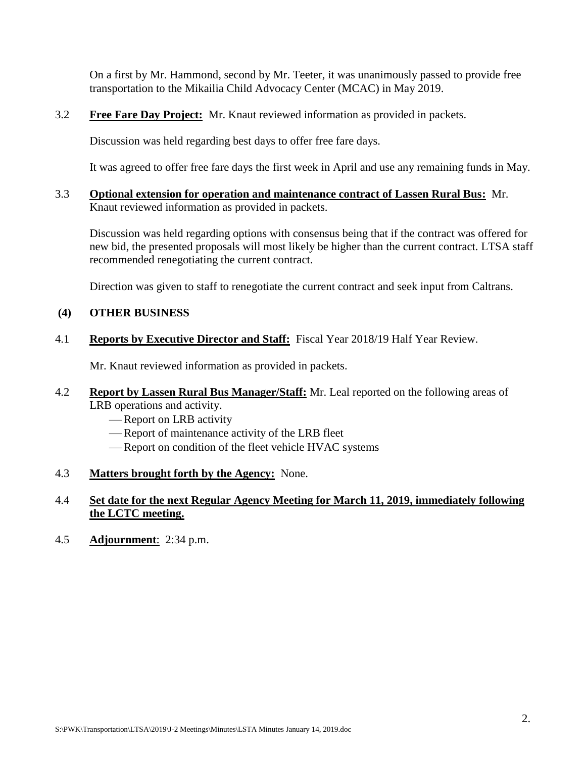On a first by Mr. Hammond, second by Mr. Teeter, it was unanimously passed to provide free transportation to the Mikailia Child Advocacy Center (MCAC) in May 2019.

3.2 **Free Fare Day Project:** Mr. Knaut reviewed information as provided in packets.

Discussion was held regarding best days to offer free fare days.

It was agreed to offer free fare days the first week in April and use any remaining funds in May.

3.3 **Optional extension for operation and maintenance contract of Lassen Rural Bus:** Mr. Knaut reviewed information as provided in packets.

Discussion was held regarding options with consensus being that if the contract was offered for new bid, the presented proposals will most likely be higher than the current contract. LTSA staff recommended renegotiating the current contract.

Direction was given to staff to renegotiate the current contract and seek input from Caltrans.

**(4) OTHER BUSINESS**

4.1 **Reports by Executive Director and Staff:** Fiscal Year 2018/19 Half Year Review.

Mr. Knaut reviewed information as provided in packets.

4.2 **Report by Lassen Rural Bus Manager/Staff:** Mr. Leal reported on the following areas of LRB operations and activity.

- Report on LRB activity
- Report of maintenance activity of the LRB fleet
- Report on condition of the fleet vehicle HVAC systems

4.3 **Matters brought forth by the Agency:** None.

4.4 **Set date for the next Regular Agency Meeting for March 11, 2019, immediately following the LCTC meeting.**

4.5 **Adjournment**: 2:34 p.m.

S:\PWK\Transportation\LTSA\2019\J-2 Meetings\Minutes\LSTA Minutes January 14, 2019.doc